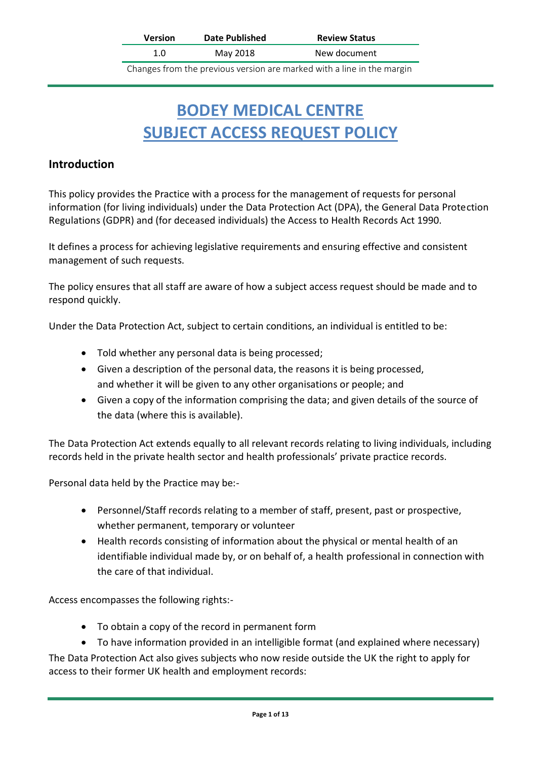| Version | Date Published | Review Status |
|---|---|---|
| 1.0 | May 2018 | New document |

Changes from the previous version are marked with a line in the margin

# BODEY MEDICAL CENTRE
# SUBJECT ACCESS REQUEST POLICY

## Introduction

This policy provides the Practice with a process for the management of requests for personal information (for living individuals) under the Data Protection Act (DPA), the General Data Protection Regulations (GDPR) and (for deceased individuals) the Access to Health Records Act 1990.

It defines a process for achieving legislative requirements and ensuring effective and consistent management of such requests.

The policy ensures that all staff are aware of how a subject access request should be made and to respond quickly.

Under the Data Protection Act, subject to certain conditions, an individual is entitled to be:

- Told whether any personal data is being processed;
- Given a description of the personal data, the reasons it is being processed, and whether it will be given to any other organisations or people; and
- Given a copy of the information comprising the data; and given details of the source of the data (where this is available).

The Data Protection Act extends equally to all relevant records relating to living individuals, including records held in the private health sector and health professionals' private practice records.

Personal data held by the Practice may be:-

- Personnel/Staff records relating to a member of staff, present, past or prospective, whether permanent, temporary or volunteer
- Health records consisting of information about the physical or mental health of an identifiable individual made by, or on behalf of, a health professional in connection with the care of that individual.

Access encompasses the following rights:-

- To obtain a copy of the record in permanent form
- To have information provided in an intelligible format (and explained where necessary)

The Data Protection Act also gives subjects who now reside outside the UK the right to apply for access to their former UK health and employment records: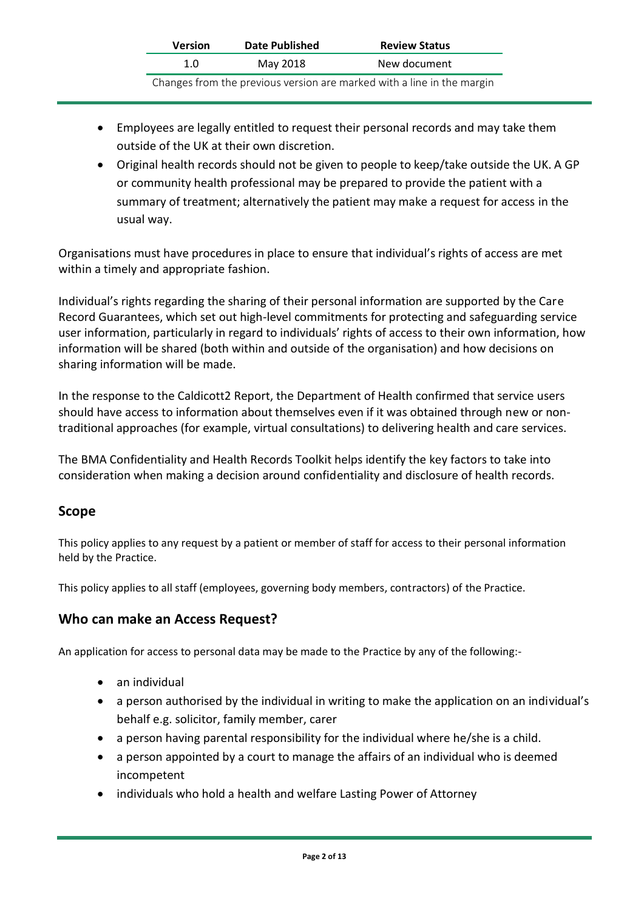| Version | Date Published | Review Status |
| --- | --- | --- |
| 1.0 | May 2018 | New document |

Changes from the previous version are marked with a line in the margin

- Employees are legally entitled to request their personal records and may take them outside of the UK at their own discretion.
- Original health records should not be given to people to keep/take outside the UK. A GP or community health professional may be prepared to provide the patient with a summary of treatment; alternatively the patient may make a request for access in the usual way.

Organisations must have procedures in place to ensure that individual's rights of access are met within a timely and appropriate fashion.

Individual's rights regarding the sharing of their personal information are supported by the Care Record Guarantees, which set out high-level commitments for protecting and safeguarding service user information, particularly in regard to individuals' rights of access to their own information, how information will be shared (both within and outside of the organisation) and how decisions on sharing information will be made.

In the response to the Caldicott2 Report, the Department of Health confirmed that service users should have access to information about themselves even if it was obtained through new or non-traditional approaches (for example, virtual consultations) to delivering health and care services.

The BMA Confidentiality and Health Records Toolkit helps identify the key factors to take into consideration when making a decision around confidentiality and disclosure of health records.

## Scope

This policy applies to any request by a patient or member of staff for access to their personal information held by the Practice.

This policy applies to all staff (employees, governing body members, contractors) of the Practice.

## Who can make an Access Request?

An application for access to personal data may be made to the Practice by any of the following:-

- an individual
- a person authorised by the individual in writing to make the application on an individual's behalf e.g. solicitor, family member, carer
- a person having parental responsibility for the individual where he/she is a child.
- a person appointed by a court to manage the affairs of an individual who is deemed incompetent
- individuals who hold a health and welfare Lasting Power of Attorney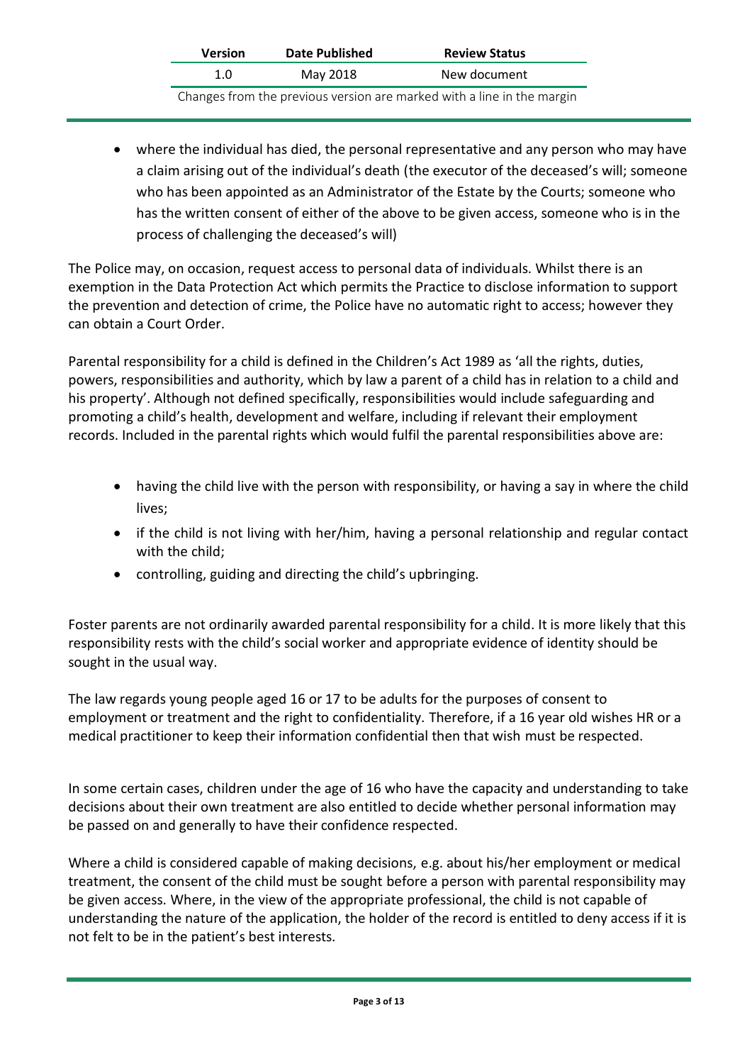| Version | Date Published | Review Status |
| --- | --- | --- |
| 1.0 | May 2018 | New document |

Changes from the previous version are marked with a line in the margin

- where the individual has died, the personal representative and any person who may have a claim arising out of the individual's death (the executor of the deceased's will; someone who has been appointed as an Administrator of the Estate by the Courts; someone who has the written consent of either of the above to be given access, someone who is in the process of challenging the deceased's will)

The Police may, on occasion, request access to personal data of individuals. Whilst there is an exemption in the Data Protection Act which permits the Practice to disclose information to support the prevention and detection of crime, the Police have no automatic right to access; however they can obtain a Court Order.

Parental responsibility for a child is defined in the Children's Act 1989 as 'all the rights, duties, powers, responsibilities and authority, which by law a parent of a child has in relation to a child and his property'. Although not defined specifically, responsibilities would include safeguarding and promoting a child's health, development and welfare, including if relevant their employment records. Included in the parental rights which would fulfil the parental responsibilities above are:

- having the child live with the person with responsibility, or having a say in where the child lives;
- if the child is not living with her/him, having a personal relationship and regular contact with the child;
- controlling, guiding and directing the child's upbringing.

Foster parents are not ordinarily awarded parental responsibility for a child. It is more likely that this responsibility rests with the child's social worker and appropriate evidence of identity should be sought in the usual way.

The law regards young people aged 16 or 17 to be adults for the purposes of consent to employment or treatment and the right to confidentiality. Therefore, if a 16 year old wishes HR or a medical practitioner to keep their information confidential then that wish must be respected.

In some certain cases, children under the age of 16 who have the capacity and understanding to take decisions about their own treatment are also entitled to decide whether personal information may be passed on and generally to have their confidence respected.

Where a child is considered capable of making decisions, e.g. about his/her employment or medical treatment, the consent of the child must be sought before a person with parental responsibility may be given access. Where, in the view of the appropriate professional, the child is not capable of understanding the nature of the application, the holder of the record is entitled to deny access if it is not felt to be in the patient's best interests.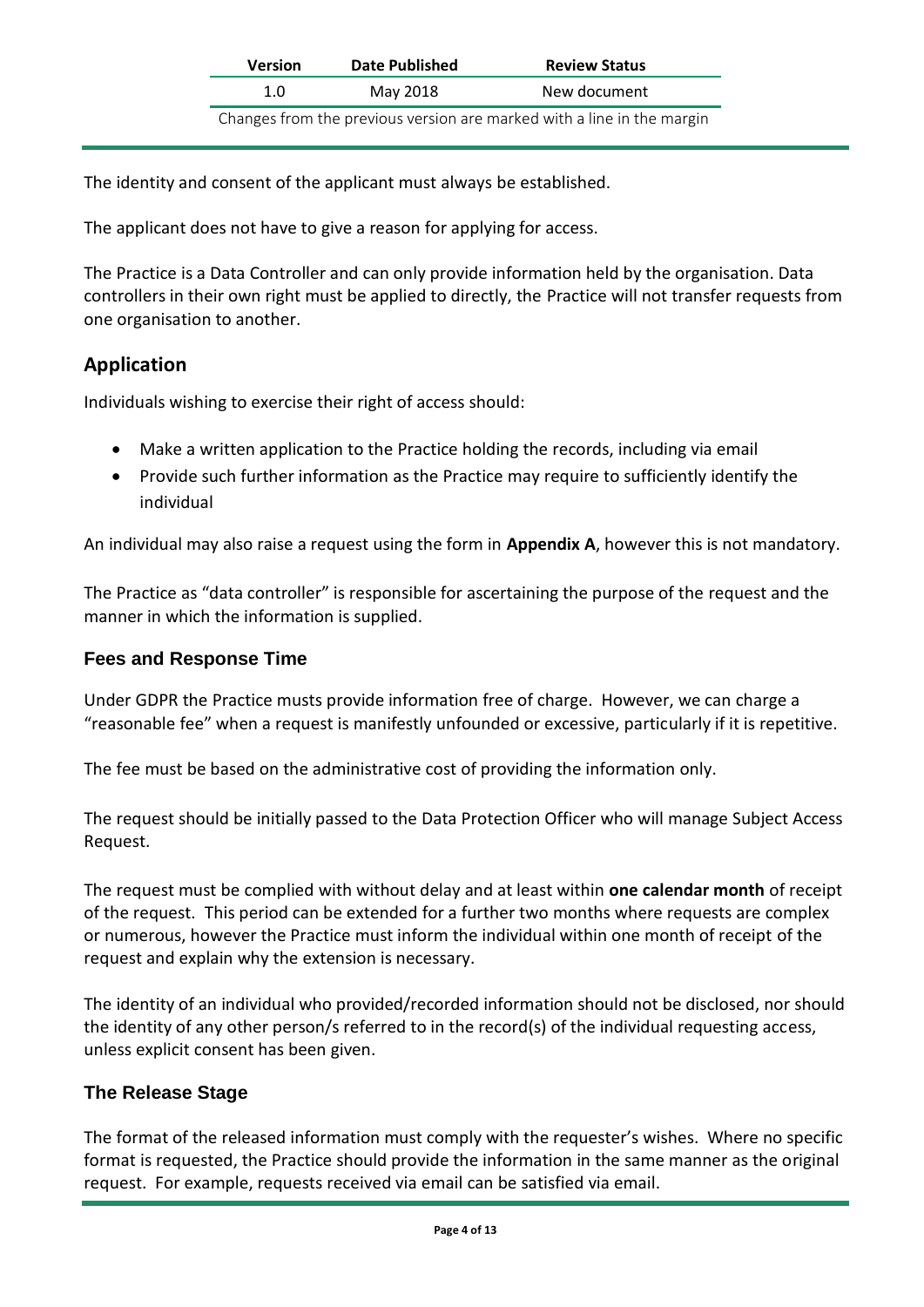The identity and consent of the applicant must always be established.

The applicant does not have to give a reason for applying for access.

The Practice is a Data Controller and can only provide information held by the organisation. Data controllers in their own right must be applied to directly, the Practice will not transfer requests from one organisation to another.

## Application

Individuals wishing to exercise their right of access should:

- Make a written application to the Practice holding the records, including via email
- Provide such further information as the Practice may require to sufficiently identify the individual

An individual may also raise a request using the form in **Appendix A**, however this is not mandatory.

The Practice as "data controller" is responsible for ascertaining the purpose of the request and the manner in which the information is supplied.

### Fees and Response Time

Under GDPR the Practice musts provide information free of charge. However, we can charge a "reasonable fee" when a request is manifestly unfounded or excessive, particularly if it is repetitive.

The fee must be based on the administrative cost of providing the information only.

The request should be initially passed to the Data Protection Officer who will manage Subject Access Request.

The request must be complied with without delay and at least within **one calendar month** of receipt of the request. This period can be extended for a further two months where requests are complex or numerous, however the Practice must inform the individual within one month of receipt of the request and explain why the extension is necessary.

The identity of an individual who provided/recorded information should not be disclosed, nor should the identity of any other person/s referred to in the record(s) of the individual requesting access, unless explicit consent has been given.

### The Release Stage

The format of the released information must comply with the requester's wishes. Where no specific format is requested, the Practice should provide the information in the same manner as the original request. For example, requests received via email can be satisfied via email.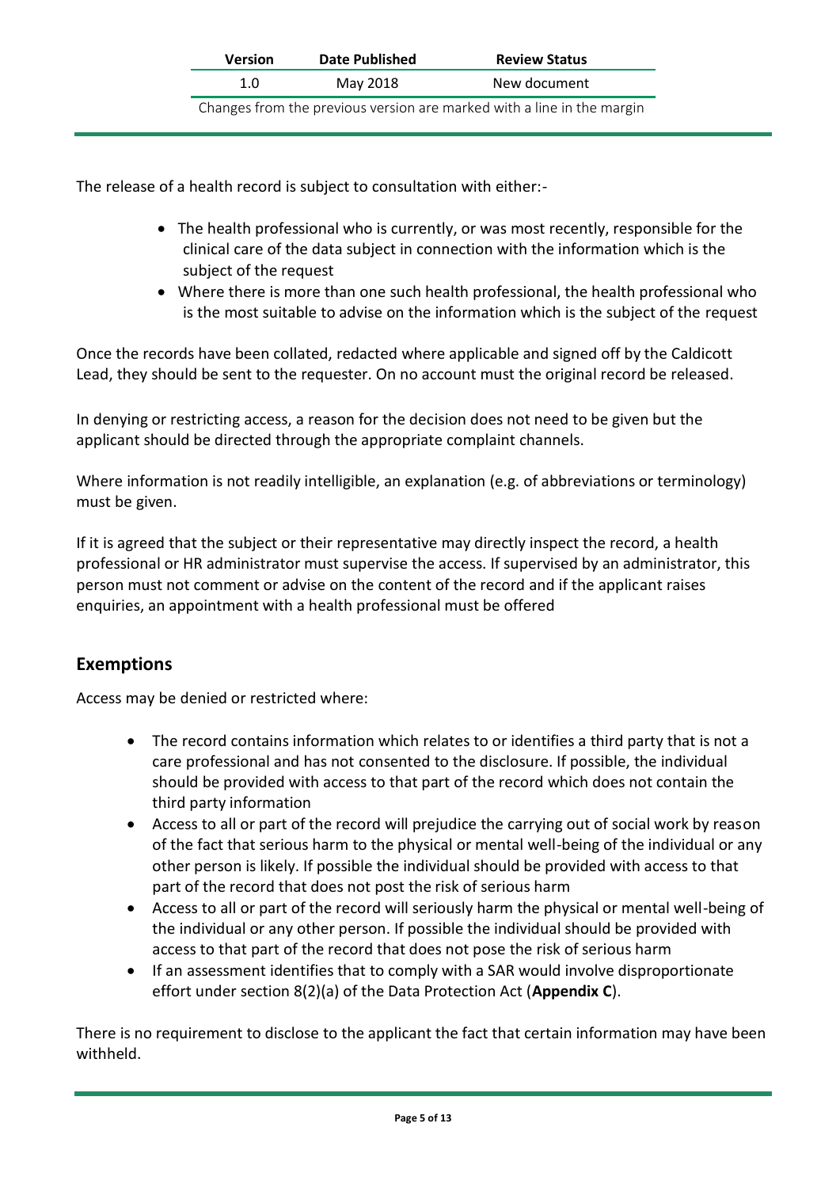| Version | Date Published | Review Status |
|---|---|---|
| 1.0 | May 2018 | New document |

Changes from the previous version are marked with a line in the margin

The release of a health record is subject to consultation with either:-

- The health professional who is currently, or was most recently, responsible for the clinical care of the data subject in connection with the information which is the subject of the request
- Where there is more than one such health professional, the health professional who is the most suitable to advise on the information which is the subject of the request

Once the records have been collated, redacted where applicable and signed off by the Caldicott Lead, they should be sent to the requester. On no account must the original record be released.

In denying or restricting access, a reason for the decision does not need to be given but the applicant should be directed through the appropriate complaint channels.

Where information is not readily intelligible, an explanation (e.g. of abbreviations or terminology) must be given.

If it is agreed that the subject or their representative may directly inspect the record, a health professional or HR administrator must supervise the access. If supervised by an administrator, this person must not comment or advise on the content of the record and if the applicant raises enquiries, an appointment with a health professional must be offered

## Exemptions

Access may be denied or restricted where:

- The record contains information which relates to or identifies a third party that is not a care professional and has not consented to the disclosure. If possible, the individual should be provided with access to that part of the record which does not contain the third party information
- Access to all or part of the record will prejudice the carrying out of social work by reason of the fact that serious harm to the physical or mental well-being of the individual or any other person is likely. If possible the individual should be provided with access to that part of the record that does not post the risk of serious harm
- Access to all or part of the record will seriously harm the physical or mental well-being of the individual or any other person. If possible the individual should be provided with access to that part of the record that does not pose the risk of serious harm
- If an assessment identifies that to comply with a SAR would involve disproportionate effort under section 8(2)(a) of the Data Protection Act (**Appendix C**).

There is no requirement to disclose to the applicant the fact that certain information may have been withheld.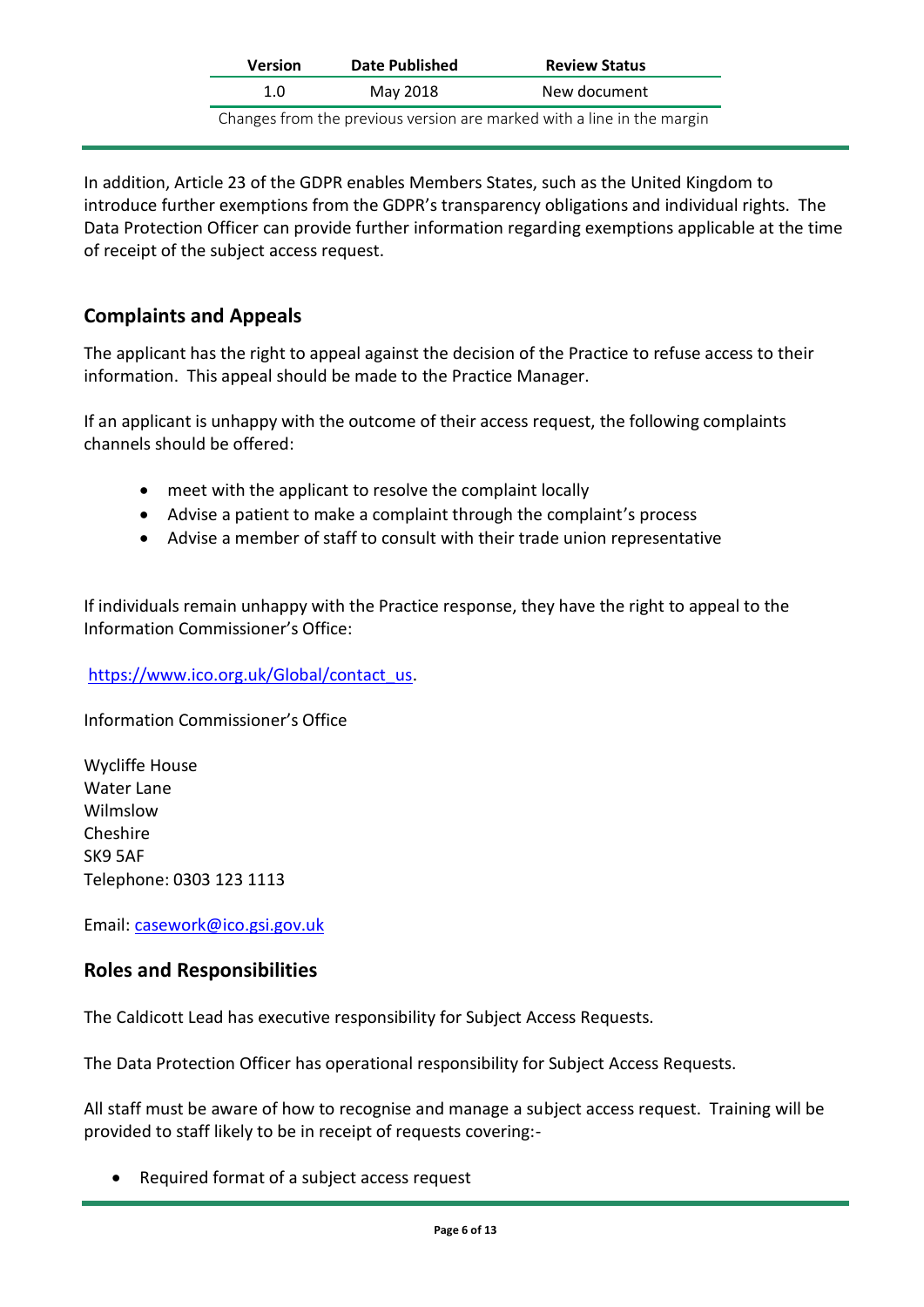In addition, Article 23 of the GDPR enables Members States, such as the United Kingdom to introduce further exemptions from the GDPR's transparency obligations and individual rights. The Data Protection Officer can provide further information regarding exemptions applicable at the time of receipt of the subject access request.

## Complaints and Appeals

The applicant has the right to appeal against the decision of the Practice to refuse access to their information. This appeal should be made to the Practice Manager.

If an applicant is unhappy with the outcome of their access request, the following complaints channels should be offered:

- meet with the applicant to resolve the complaint locally
- Advise a patient to make a complaint through the complaint's process
- Advise a member of staff to consult with their trade union representative

If individuals remain unhappy with the Practice response, they have the right to appeal to the Information Commissioner's Office:

https://www.ico.org.uk/Global/contact_us.

Information Commissioner's Office

Wycliffe House
Water Lane
Wilmslow
Cheshire
SK9 5AF
Telephone: 0303 123 1113

Email: casework@ico.gsi.gov.uk

## Roles and Responsibilities

The Caldicott Lead has executive responsibility for Subject Access Requests.

The Data Protection Officer has operational responsibility for Subject Access Requests.

All staff must be aware of how to recognise and manage a subject access request. Training will be provided to staff likely to be in receipt of requests covering:-

- Required format of a subject access request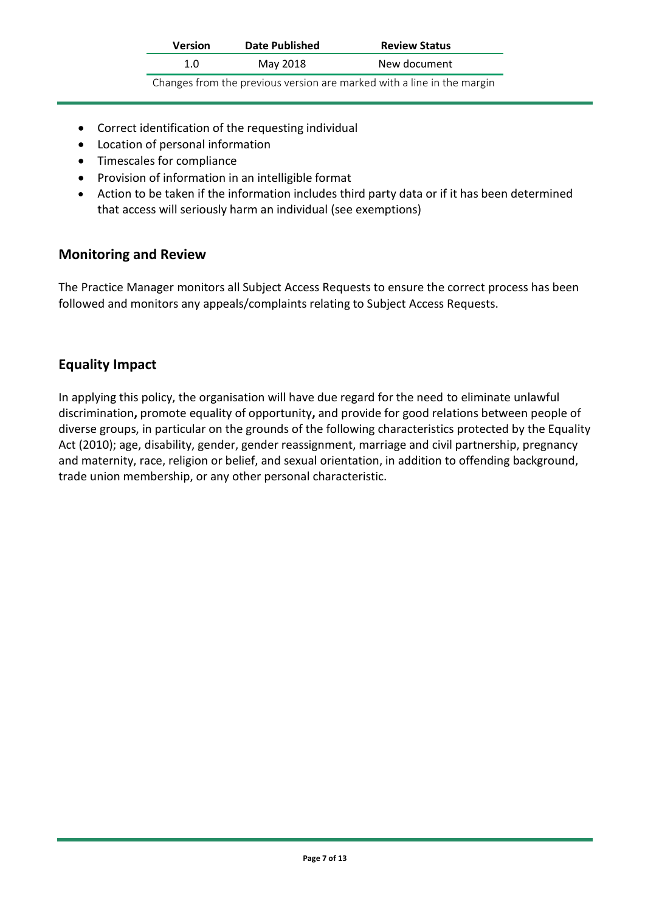| Version | Date Published | Review Status |
|---|---|---|
| 1.0 | May 2018 | New document |

Changes from the previous version are marked with a line in the margin

- Correct identification of the requesting individual
- Location of personal information
- Timescales for compliance
- Provision of information in an intelligible format
- Action to be taken if the information includes third party data or if it has been determined that access will seriously harm an individual (see exemptions)

## Monitoring and Review

The Practice Manager monitors all Subject Access Requests to ensure the correct process has been followed and monitors any appeals/complaints relating to Subject Access Requests.

## Equality Impact

In applying this policy, the organisation will have due regard for the need to eliminate unlawful discrimination**,** promote equality of opportunity**,** and provide for good relations between people of diverse groups, in particular on the grounds of the following characteristics protected by the Equality Act (2010); age, disability, gender, gender reassignment, marriage and civil partnership, pregnancy and maternity, race, religion or belief, and sexual orientation, in addition to offending background, trade union membership, or any other personal characteristic.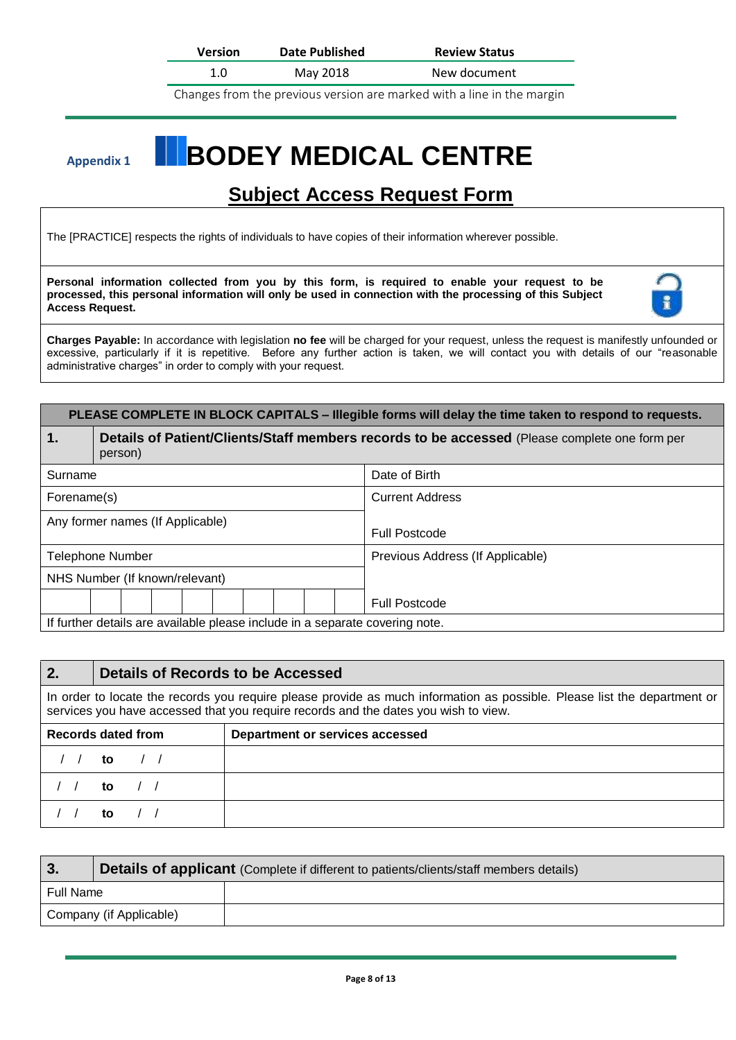| Version | Date Published | Review Status |
|---|---|---|
| 1.0 | May 2018 | New document |

Changes from the previous version are marked with a line in the margin

Appendix 1

# BODEY MEDICAL CENTRE

## Subject Access Request Form

The [PRACTICE] respects the rights of individuals to have copies of their information wherever possible.

**Personal information collected from you by this form, is required to enable your request to be processed, this personal information will only be used in connection with the processing of this Subject Access Request.**

**Charges Payable:** In accordance with legislation **no fee** will be charged for your request, unless the request is manifestly unfounded or excessive, particularly if it is repetitive. Before any further action is taken, we will contact you with details of our "reasonable administrative charges" in order to comply with your request.

**PLEASE COMPLETE IN BLOCK CAPITALS – Illegible forms will delay the time taken to respond to requests.**

| **1.** | **Details of Patient/Clients/Staff members records to be accessed** (Please complete one form per person) |
|---|---|
| Surname | Date of Birth |
| Forename(s) | Current Address |
| Any former names (If Applicable) | Full Postcode |
| Telephone Number | Previous Address (If Applicable) |
| NHS Number (If known/relevant) | |
| | Full Postcode |
| If further details are available please include in a separate covering note. | |

| **2.** | **Details of Records to be Accessed** |
|---|---|
| In order to locate the records you require please provide as much information as possible. Please list the department or services you have accessed that you require records and the dates you wish to view. | |
| **Records dated from** | **Department or services accessed** |
| / / **to** / / | |
| / / **to** / / | |
| / / **to** / / | |

| **3.** | **Details of applicant** (Complete if different to patients/clients/staff members details) |
|---|---|
| Full Name | |
| Company (if Applicable) | |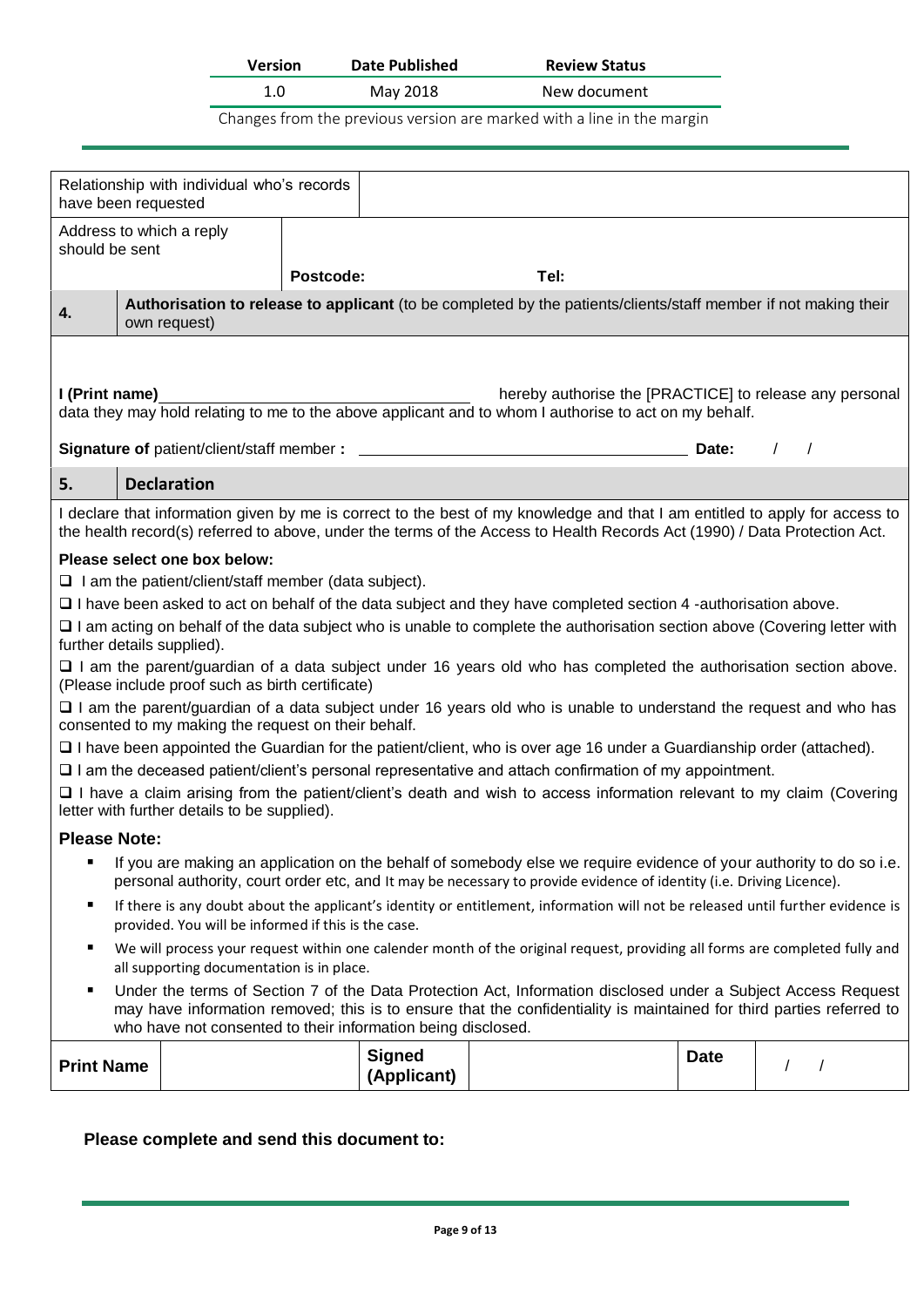| Version | Date Published | Review Status |
|---|---|---|
| 1.0 | May 2018 | New document |

Changes from the previous version are marked with a line in the margin

| Relationship with individual who's records have been requested | |
|---|---|
| Address to which a reply should be sent | |
| | **Postcode:** Tel: |

**4. Authorisation to release to applicant** (to be completed by the patients/clients/staff member if not making their own request)

**I (Print name)**\_\_\_\_\_\_\_\_\_\_\_\_\_\_\_\_\_\_\_\_ hereby authorise the [PRACTICE] to release any personal data they may hold relating to me to the above applicant and to whom I authorise to act on my behalf.

**Signature of** patient/client/staff member **:** \_\_\_\_\_\_\_\_\_\_\_\_\_\_\_\_\_\_\_\_ **Date:** / /

## 5. Declaration

I declare that information given by me is correct to the best of my knowledge and that I am entitled to apply for access to the health record(s) referred to above, under the terms of the Access to Health Records Act (1990) / Data Protection Act.

**Please select one box below:**

- ❑ I am the patient/client/staff member (data subject).
- ❑ I have been asked to act on behalf of the data subject and they have completed section 4 -authorisation above.
- ❑ I am acting on behalf of the data subject who is unable to complete the authorisation section above (Covering letter with further details supplied).
- ❑ I am the parent/guardian of a data subject under 16 years old who has completed the authorisation section above. (Please include proof such as birth certificate)
- ❑ I am the parent/guardian of a data subject under 16 years old who is unable to understand the request and who has consented to my making the request on their behalf.
- ❑ I have been appointed the Guardian for the patient/client, who is over age 16 under a Guardianship order (attached).
- ❑ I am the deceased patient/client's personal representative and attach confirmation of my appointment.
- ❑ I have a claim arising from the patient/client's death and wish to access information relevant to my claim (Covering letter with further details to be supplied).

**Please Note:**

- If you are making an application on the behalf of somebody else we require evidence of your authority to do so i.e. personal authority, court order etc, and It may be necessary to provide evidence of identity (i.e. Driving Licence).
- If there is any doubt about the applicant's identity or entitlement, information will not be released until further evidence is provided. You will be informed if this is the case.
- We will process your request within one calender month of the original request, providing all forms are completed fully and all supporting documentation is in place.
- Under the terms of Section 7 of the Data Protection Act, Information disclosed under a Subject Access Request may have information removed; this is to ensure that the confidentiality is maintained for third parties referred to who have not consented to their information being disclosed.

| **Print Name** | | **Signed (Applicant)** | | **Date** | / / |
|---|---|---|---|---|---|

**Please complete and send this document to:**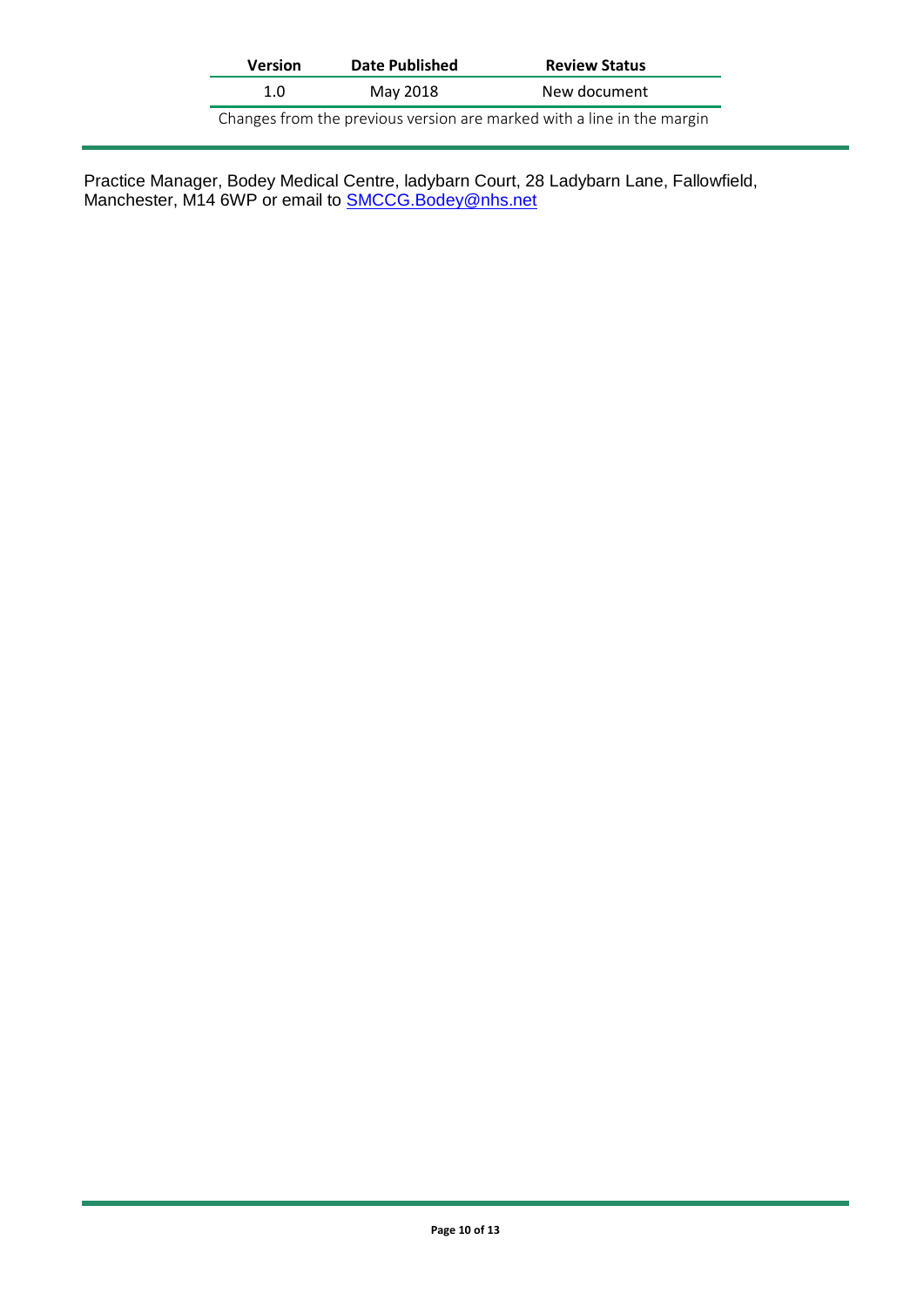| Version | Date Published | Review Status |
|---|---|---|
| 1.0 | May 2018 | New document |

Changes from the previous version are marked with a line in the margin

Practice Manager, Bodey Medical Centre, ladybarn Court, 28 Ladybarn Lane, Fallowfield, Manchester, M14 6WP or email to SMCCG.Bodey@nhs.net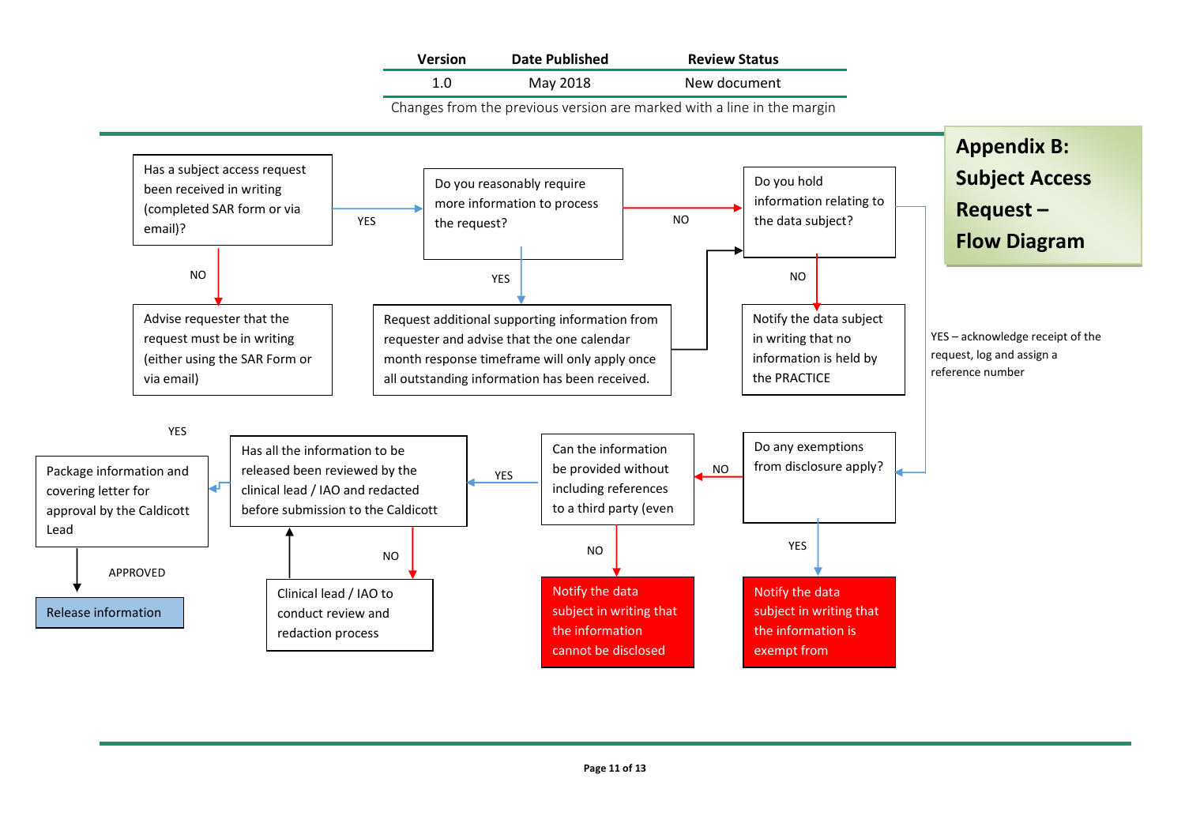| Version | Date Published | Review Status |
|---|---|---|
| 1.0 | May 2018 | New document |

Changes from the previous version are marked with a line in the margin

# Appendix B: Subject Access Request – Flow Diagram

Has a subject access request been received in writing (completed SAR form or via email)?

- NO → Advise requester that the request must be in writing (either using the SAR Form or via email)
- YES → Do you reasonably require more information to process the request?
  - YES → Request additional supporting information from requester and advise that the one calendar month response timeframe will only apply once all outstanding information has been received. → Do you hold information relating to the data subject?
  - NO → Do you hold information relating to the data subject?
    - NO → Notify the data subject in writing that no information is held by the PRACTICE
    - YES – acknowledge receipt of the request, log and assign a reference number → Do any exemptions from disclosure apply?
      - YES → Notify the data subject in writing that the information is exempt from
      - NO → Can the information be provided without including references to a third party (even
        - NO → Notify the data subject in writing that the information cannot be disclosed
        - YES → Has all the information to be released been reviewed by the clinical lead / IAO and redacted before submission to the Caldicott
          - NO → Clinical lead / IAO to conduct review and redaction process → (back to review question)
          - YES → Package information and covering letter for approval by the Caldicott Lead
            - APPROVED → Release information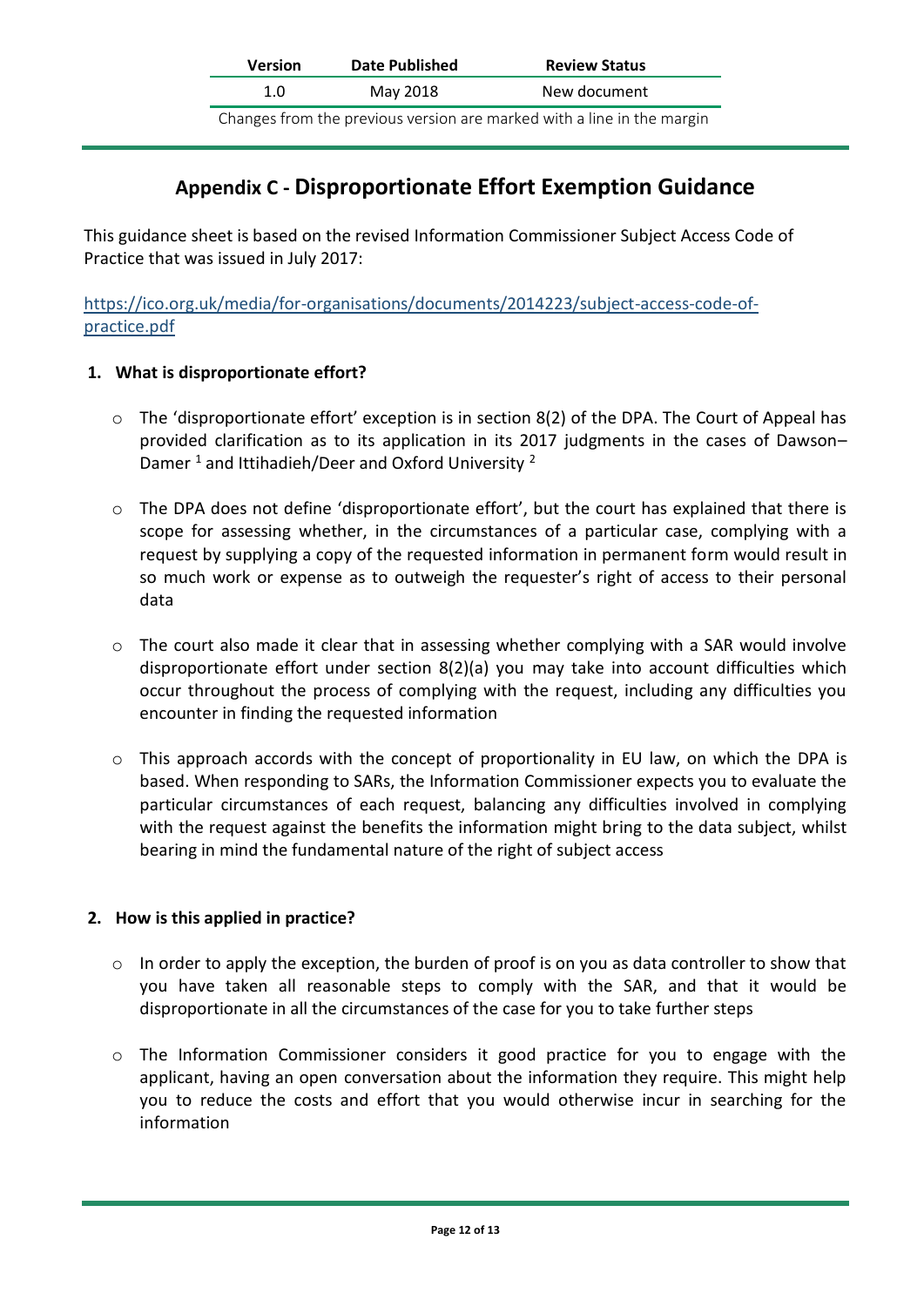| Version | Date Published | Review Status |
| --- | --- | --- |
| 1.0 | May 2018 | New document |

Changes from the previous version are marked with a line in the margin

## Appendix C - Disproportionate Effort Exemption Guidance

This guidance sheet is based on the revised Information Commissioner Subject Access Code of Practice that was issued in July 2017:

https://ico.org.uk/media/for-organisations/documents/2014223/subject-access-code-of-practice.pdf

### 1. What is disproportionate effort?

- The 'disproportionate effort' exception is in section 8(2) of the DPA. The Court of Appeal has provided clarification as to its application in its 2017 judgments in the cases of Dawson–Damer [1] and Ittihadieh/Deer and Oxford University [2]

- The DPA does not define 'disproportionate effort', but the court has explained that there is scope for assessing whether, in the circumstances of a particular case, complying with a request by supplying a copy of the requested information in permanent form would result in so much work or expense as to outweigh the requester's right of access to their personal data

- The court also made it clear that in assessing whether complying with a SAR would involve disproportionate effort under section 8(2)(a) you may take into account difficulties which occur throughout the process of complying with the request, including any difficulties you encounter in finding the requested information

- This approach accords with the concept of proportionality in EU law, on which the DPA is based. When responding to SARs, the Information Commissioner expects you to evaluate the particular circumstances of each request, balancing any difficulties involved in complying with the request against the benefits the information might bring to the data subject, whilst bearing in mind the fundamental nature of the right of subject access

### 2. How is this applied in practice?

- In order to apply the exception, the burden of proof is on you as data controller to show that you have taken all reasonable steps to comply with the SAR, and that it would be disproportionate in all the circumstances of the case for you to take further steps

- The Information Commissioner considers it good practice for you to engage with the applicant, having an open conversation about the information they require. This might help you to reduce the costs and effort that you would otherwise incur in searching for the information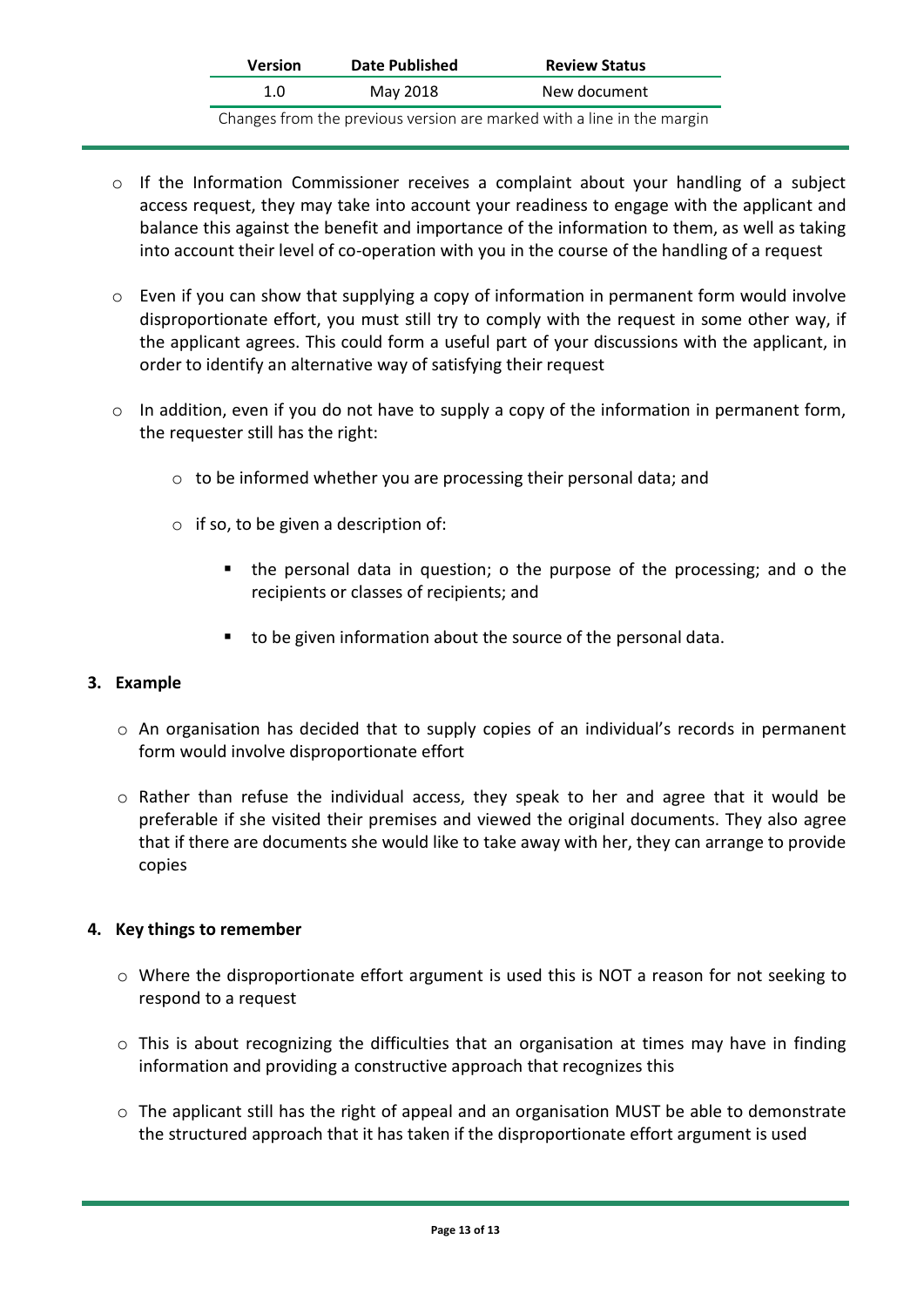| Version | Date Published | Review Status |
|---|---|---|
| 1.0 | May 2018 | New document |

Changes from the previous version are marked with a line in the margin

- If the Information Commissioner receives a complaint about your handling of a subject access request, they may take into account your readiness to engage with the applicant and balance this against the benefit and importance of the information to them, as well as taking into account their level of co-operation with you in the course of the handling of a request
- Even if you can show that supplying a copy of information in permanent form would involve disproportionate effort, you must still try to comply with the request in some other way, if the applicant agrees. This could form a useful part of your discussions with the applicant, in order to identify an alternative way of satisfying their request
- In addition, even if you do not have to supply a copy of the information in permanent form, the requester still has the right:
  - to be informed whether you are processing their personal data; and
  - if so, to be given a description of:
    - the personal data in question; o the purpose of the processing; and o the recipients or classes of recipients; and
    - to be given information about the source of the personal data.

## 3. Example

- An organisation has decided that to supply copies of an individual's records in permanent form would involve disproportionate effort
- Rather than refuse the individual access, they speak to her and agree that it would be preferable if she visited their premises and viewed the original documents. They also agree that if there are documents she would like to take away with her, they can arrange to provide copies

## 4. Key things to remember

- Where the disproportionate effort argument is used this is NOT a reason for not seeking to respond to a request
- This is about recognizing the difficulties that an organisation at times may have in finding information and providing a constructive approach that recognizes this
- The applicant still has the right of appeal and an organisation MUST be able to demonstrate the structured approach that it has taken if the disproportionate effort argument is used